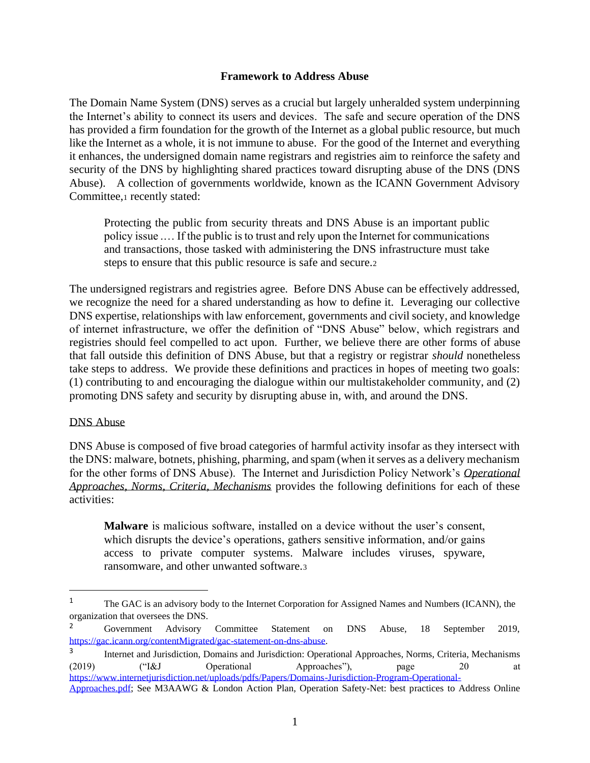# Framework to Address Abuse

The Domain Name System (DNS) serves as a crucial but largely unheralded system underpinning the Internet's ability to connect its users and devices. The safe and secure operation of the DNS has provided a firm foundation for the growth of the Internet as a global public resource, but much like the Internet as a whole, it is not immune to abuse. For the good of the Internet and everything it enhances, the undersigned domain name registrars and registries aim to reinforce the safety and security of the DNS by highlighting shared practices toward disrupting abuse of the DNS (DNS Abuse). A collection of governments worldwide, known as the ICANN Government Advisory Committee,[1] recently stated:

> Protecting the public from security threats and DNS Abuse is an important public policy issue .… If the public is to trust and rely upon the Internet for communications and transactions, those tasked with administering the DNS infrastructure must take steps to ensure that this public resource is safe and secure.[2]

The undersigned registrars and registries agree. Before DNS Abuse can be effectively addressed, we recognize the need for a shared understanding as how to define it. Leveraging our collective DNS expertise, relationships with law enforcement, governments and civil society, and knowledge of internet infrastructure, we offer the definition of "DNS Abuse" below, which registrars and registries should feel compelled to act upon. Further, we believe there are other forms of abuse that fall outside this definition of DNS Abuse, but that a registry or registrar *should* nonetheless take steps to address. We provide these definitions and practices in hopes of meeting two goals: (1) contributing to and encouraging the dialogue within our multistakeholder community, and (2) promoting DNS safety and security by disrupting abuse in, with, and around the DNS.

## DNS Abuse

DNS Abuse is composed of five broad categories of harmful activity insofar as they intersect with the DNS: malware, botnets, phishing, pharming, and spam (when it serves as a delivery mechanism for the other forms of DNS Abuse). The Internet and Jurisdiction Policy Network's *Operational Approaches, Norms, Criteria, Mechanisms* provides the following definitions for each of these activities:

> **Malware** is malicious software, installed on a device without the user's consent, which disrupts the device's operations, gathers sensitive information, and/or gains access to private computer systems. Malware includes viruses, spyware, ransomware, and other unwanted software.[3]

---

[1] The GAC is an advisory body to the Internet Corporation for Assigned Names and Numbers (ICANN), the organization that oversees the DNS.

[2] Government Advisory Committee Statement on DNS Abuse, 18 September 2019, https://gac.icann.org/contentMigrated/gac-statement-on-dns-abuse.

[3] Internet and Jurisdiction, Domains and Jurisdiction: Operational Approaches, Norms, Criteria, Mechanisms (2019) ("I&J Operational Approaches"), page 20 at https://www.internetjurisdiction.net/uploads/pdfs/Papers/Domains-Jurisdiction-Program-Operational-Approaches.pdf; See M3AAWG & London Action Plan, Operation Safety-Net: best practices to Address Online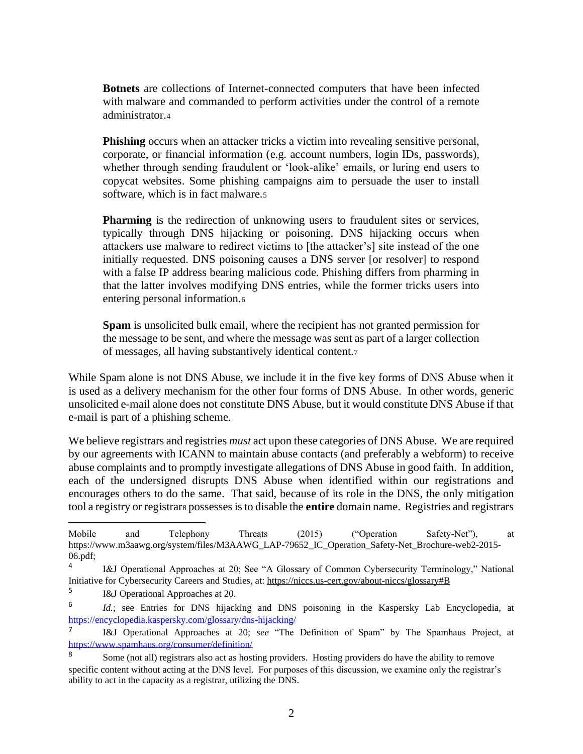> **Botnets** are collections of Internet-connected computers that have been infected with malware and commanded to perform activities under the control of a remote administrator.[4]
>
> **Phishing** occurs when an attacker tricks a victim into revealing sensitive personal, corporate, or financial information (e.g. account numbers, login IDs, passwords), whether through sending fraudulent or 'look-alike' emails, or luring end users to copycat websites. Some phishing campaigns aim to persuade the user to install software, which is in fact malware.[5]
>
> **Pharming** is the redirection of unknowing users to fraudulent sites or services, typically through DNS hijacking or poisoning. DNS hijacking occurs when attackers use malware to redirect victims to [the attacker's] site instead of the one initially requested. DNS poisoning causes a DNS server [or resolver] to respond with a false IP address bearing malicious code. Phishing differs from pharming in that the latter involves modifying DNS entries, while the former tricks users into entering personal information.[6]
>
> **Spam** is unsolicited bulk email, where the recipient has not granted permission for the message to be sent, and where the message was sent as part of a larger collection of messages, all having substantively identical content.[7]

While Spam alone is not DNS Abuse, we include it in the five key forms of DNS Abuse when it is used as a delivery mechanism for the other four forms of DNS Abuse. In other words, generic unsolicited e-mail alone does not constitute DNS Abuse, but it would constitute DNS Abuse if that e-mail is part of a phishing scheme.

We believe registrars and registries *must* act upon these categories of DNS Abuse. We are required by our agreements with ICANN to maintain abuse contacts (and preferably a webform) to receive abuse complaints and to promptly investigate allegations of DNS Abuse in good faith. In addition, each of the undersigned disrupts DNS Abuse when identified within our registrations and encourages others to do the same. That said, because of its role in the DNS, the only mitigation tool a registry or registrar[8] possesses is to disable the **entire** domain name. Registries and registrars

---

Mobile and Telephony Threats (2015) ("Operation Safety-Net"), at https://www.m3aawg.org/system/files/M3AAWG_LAP-79652_IC_Operation_Safety-Net_Brochure-web2-2015-06.pdf;

[4] I&J Operational Approaches at 20; See "A Glossary of Common Cybersecurity Terminology," National Initiative for Cybersecurity Careers and Studies, at: https://niccs.us-cert.gov/about-niccs/glossary#B

[5] I&J Operational Approaches at 20.

[6] *Id.*; see Entries for DNS hijacking and DNS poisoning in the Kaspersky Lab Encyclopedia, at https://encyclopedia.kaspersky.com/glossary/dns-hijacking/

[7] I&J Operational Approaches at 20; *see* "The Definition of Spam" by The Spamhaus Project, at https://www.spamhaus.org/consumer/definition/

[8] Some (not all) registrars also act as hosting providers. Hosting providers do have the ability to remove specific content without acting at the DNS level. For purposes of this discussion, we examine only the registrar's ability to act in the capacity as a registrar, utilizing the DNS.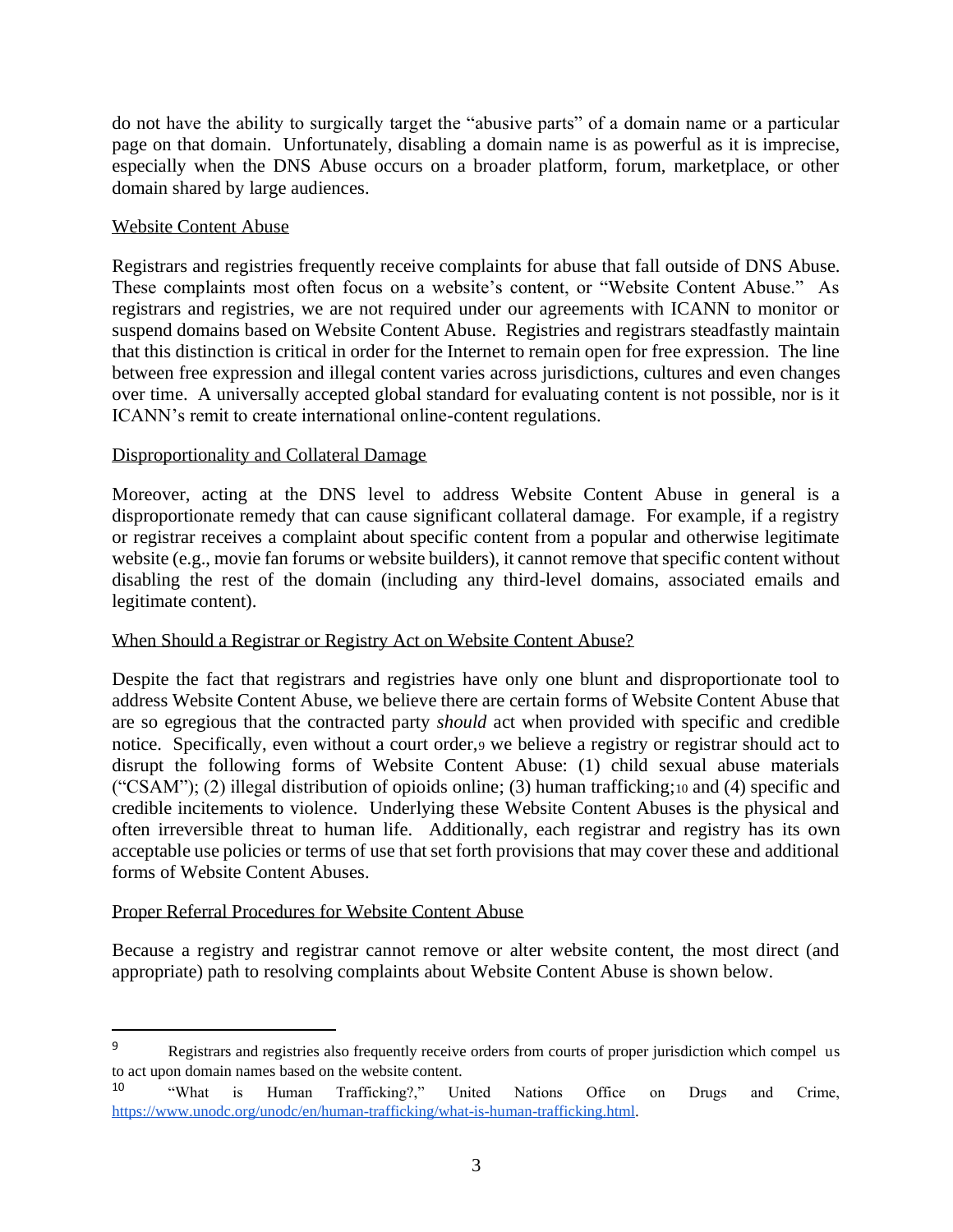do not have the ability to surgically target the "abusive parts" of a domain name or a particular page on that domain. Unfortunately, disabling a domain name is as powerful as it is imprecise, especially when the DNS Abuse occurs on a broader platform, forum, marketplace, or other domain shared by large audiences.

### Website Content Abuse

Registrars and registries frequently receive complaints for abuse that fall outside of DNS Abuse. These complaints most often focus on a website's content, or "Website Content Abuse." As registrars and registries, we are not required under our agreements with ICANN to monitor or suspend domains based on Website Content Abuse. Registries and registrars steadfastly maintain that this distinction is critical in order for the Internet to remain open for free expression. The line between free expression and illegal content varies across jurisdictions, cultures and even changes over time. A universally accepted global standard for evaluating content is not possible, nor is it ICANN's remit to create international online-content regulations.

### Disproportionality and Collateral Damage

Moreover, acting at the DNS level to address Website Content Abuse in general is a disproportionate remedy that can cause significant collateral damage. For example, if a registry or registrar receives a complaint about specific content from a popular and otherwise legitimate website (e.g., movie fan forums or website builders), it cannot remove that specific content without disabling the rest of the domain (including any third-level domains, associated emails and legitimate content).

### When Should a Registrar or Registry Act on Website Content Abuse?

Despite the fact that registrars and registries have only one blunt and disproportionate tool to address Website Content Abuse, we believe there are certain forms of Website Content Abuse that are so egregious that the contracted party *should* act when provided with specific and credible notice. Specifically, even without a court order,[9] we believe a registry or registrar should act to disrupt the following forms of Website Content Abuse: (1) child sexual abuse materials ("CSAM"); (2) illegal distribution of opioids online; (3) human trafficking;[10] and (4) specific and credible incitements to violence. Underlying these Website Content Abuses is the physical and often irreversible threat to human life. Additionally, each registrar and registry has its own acceptable use policies or terms of use that set forth provisions that may cover these and additional forms of Website Content Abuses.

### Proper Referral Procedures for Website Content Abuse

Because a registry and registrar cannot remove or alter website content, the most direct (and appropriate) path to resolving complaints about Website Content Abuse is shown below.

---

[9] Registrars and registries also frequently receive orders from courts of proper jurisdiction which compel us to act upon domain names based on the website content.

[10] "What is Human Trafficking?," United Nations Office on Drugs and Crime, https://www.unodc.org/unodc/en/human-trafficking/what-is-human-trafficking.html.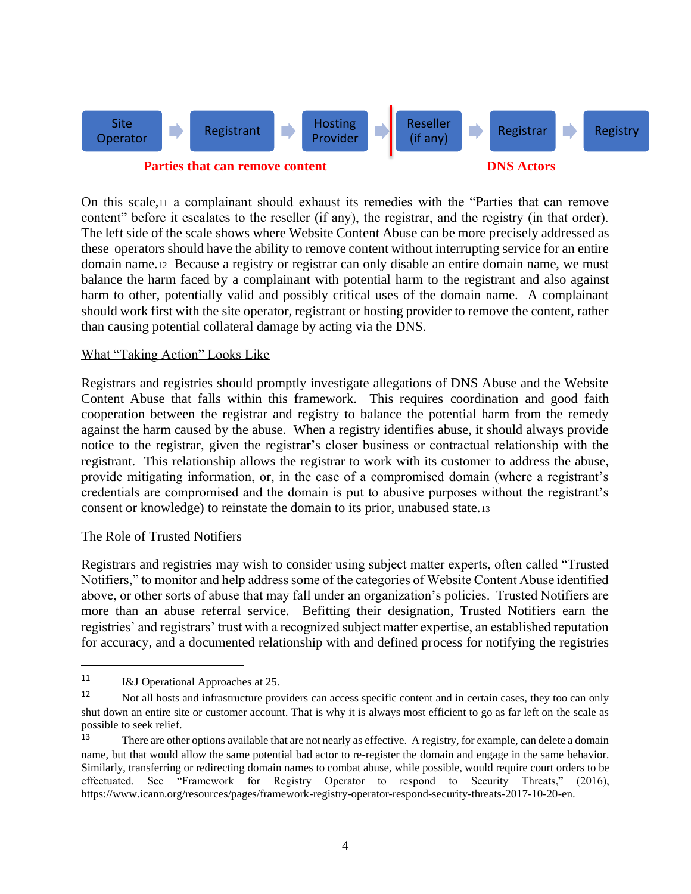Site Operator → Registrant → Hosting Provider | Reseller (if any) → Registrar → Registry

**Parties that can remove content** | **DNS Actors**

On this scale,[11] a complainant should exhaust its remedies with the "Parties that can remove content" before it escalates to the reseller (if any), the registrar, and the registry (in that order). The left side of the scale shows where Website Content Abuse can be more precisely addressed as these operators should have the ability to remove content without interrupting service for an entire domain name.[12] Because a registry or registrar can only disable an entire domain name, we must balance the harm faced by a complainant with potential harm to the registrant and also against harm to other, potentially valid and possibly critical uses of the domain name. A complainant should work first with the site operator, registrant or hosting provider to remove the content, rather than causing potential collateral damage by acting via the DNS.

What "Taking Action" Looks Like

Registrars and registries should promptly investigate allegations of DNS Abuse and the Website Content Abuse that falls within this framework. This requires coordination and good faith cooperation between the registrar and registry to balance the potential harm from the remedy against the harm caused by the abuse. When a registry identifies abuse, it should always provide notice to the registrar, given the registrar's closer business or contractual relationship with the registrant. This relationship allows the registrar to work with its customer to address the abuse, provide mitigating information, or, in the case of a compromised domain (where a registrant's credentials are compromised and the domain is put to abusive purposes without the registrant's consent or knowledge) to reinstate the domain to its prior, unabused state.[13]

The Role of Trusted Notifiers

Registrars and registries may wish to consider using subject matter experts, often called "Trusted Notifiers," to monitor and help address some of the categories of Website Content Abuse identified above, or other sorts of abuse that may fall under an organization's policies. Trusted Notifiers are more than an abuse referral service. Befitting their designation, Trusted Notifiers earn the registries' and registrars' trust with a recognized subject matter expertise, an established reputation for accuracy, and a documented relationship with and defined process for notifying the registries

---

[11] I&J Operational Approaches at 25.

[12] Not all hosts and infrastructure providers can access specific content and in certain cases, they too can only shut down an entire site or customer account. That is why it is always most efficient to go as far left on the scale as possible to seek relief.

[13] There are other options available that are not nearly as effective. A registry, for example, can delete a domain name, but that would allow the same potential bad actor to re-register the domain and engage in the same behavior. Similarly, transferring or redirecting domain names to combat abuse, while possible, would require court orders to be effectuated. See "Framework for Registry Operator to respond to Security Threats," (2016), https://www.icann.org/resources/pages/framework-registry-operator-respond-security-threats-2017-10-20-en.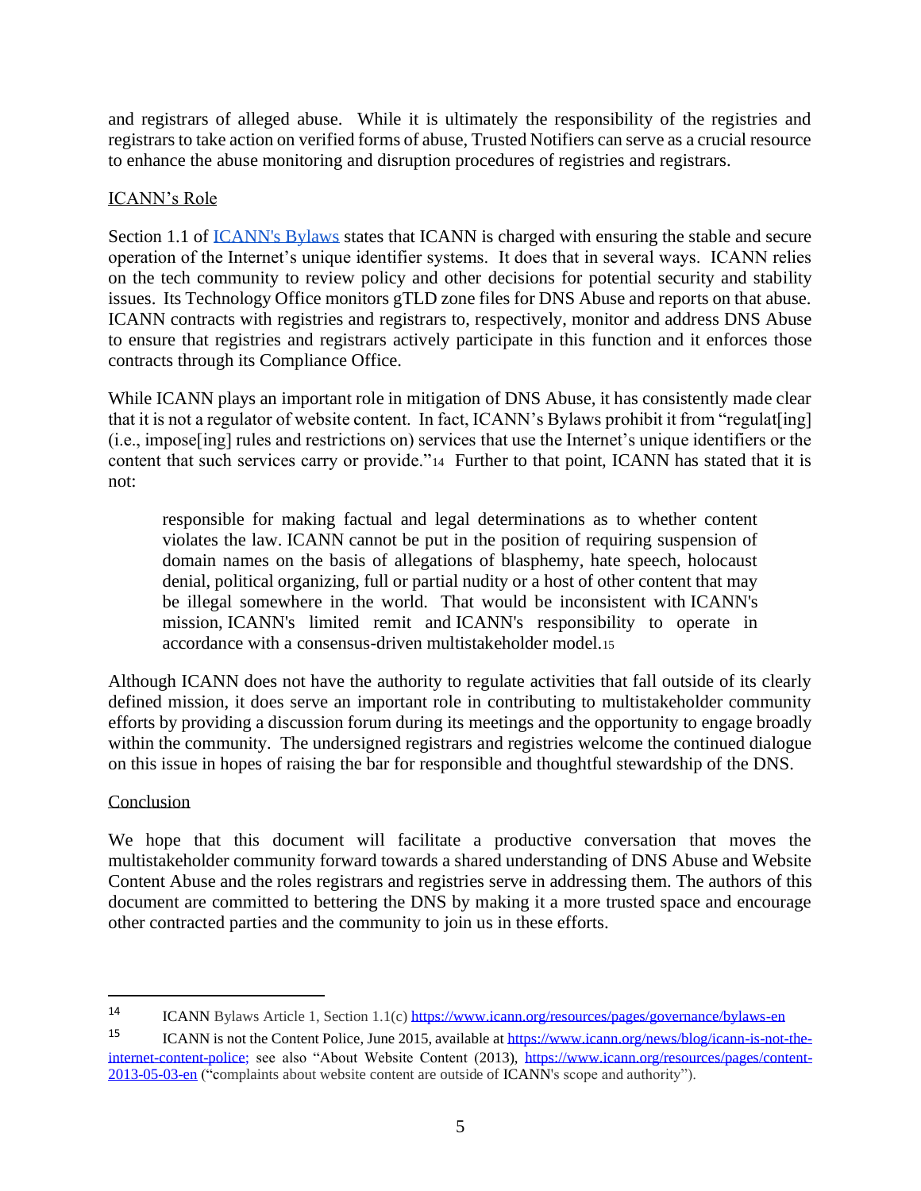and registrars of alleged abuse. While it is ultimately the responsibility of the registries and registrars to take action on verified forms of abuse, Trusted Notifiers can serve as a crucial resource to enhance the abuse monitoring and disruption procedures of registries and registrars.

ICANN's Role

Section 1.1 of [ICANN's Bylaws](https://www.icann.org/resources/pages/governance/bylaws-en) states that ICANN is charged with ensuring the stable and secure operation of the Internet's unique identifier systems. It does that in several ways. ICANN relies on the tech community to review policy and other decisions for potential security and stability issues. Its Technology Office monitors gTLD zone files for DNS Abuse and reports on that abuse. ICANN contracts with registries and registrars to, respectively, monitor and address DNS Abuse to ensure that registries and registrars actively participate in this function and it enforces those contracts through its Compliance Office.

While ICANN plays an important role in mitigation of DNS Abuse, it has consistently made clear that it is not a regulator of website content. In fact, ICANN's Bylaws prohibit it from "regulat[ing] (i.e., impose[ing] rules and restrictions on) services that use the Internet's unique identifiers or the content that such services carry or provide."[14] Further to that point, ICANN has stated that it is not:

> responsible for making factual and legal determinations as to whether content violates the law. ICANN cannot be put in the position of requiring suspension of domain names on the basis of allegations of blasphemy, hate speech, holocaust denial, political organizing, full or partial nudity or a host of other content that may be illegal somewhere in the world. That would be inconsistent with ICANN's mission, ICANN's limited remit and ICANN's responsibility to operate in accordance with a consensus-driven multistakeholder model.[15]

Although ICANN does not have the authority to regulate activities that fall outside of its clearly defined mission, it does serve an important role in contributing to multistakeholder community efforts by providing a discussion forum during its meetings and the opportunity to engage broadly within the community. The undersigned registrars and registries welcome the continued dialogue on this issue in hopes of raising the bar for responsible and thoughtful stewardship of the DNS.

Conclusion

We hope that this document will facilitate a productive conversation that moves the multistakeholder community forward towards a shared understanding of DNS Abuse and Website Content Abuse and the roles registrars and registries serve in addressing them. The authors of this document are committed to bettering the DNS by making it a more trusted space and encourage other contracted parties and the community to join us in these efforts.

---

[14] ICANN Bylaws Article 1, Section 1.1(c) https://www.icann.org/resources/pages/governance/bylaws-en

[15] ICANN is not the Content Police, June 2015, available at https://www.icann.org/news/blog/icann-is-not-the-internet-content-police; see also "About Website Content (2013), https://www.icann.org/resources/pages/content-2013-05-03-en ("complaints about website content are outside of ICANN's scope and authority").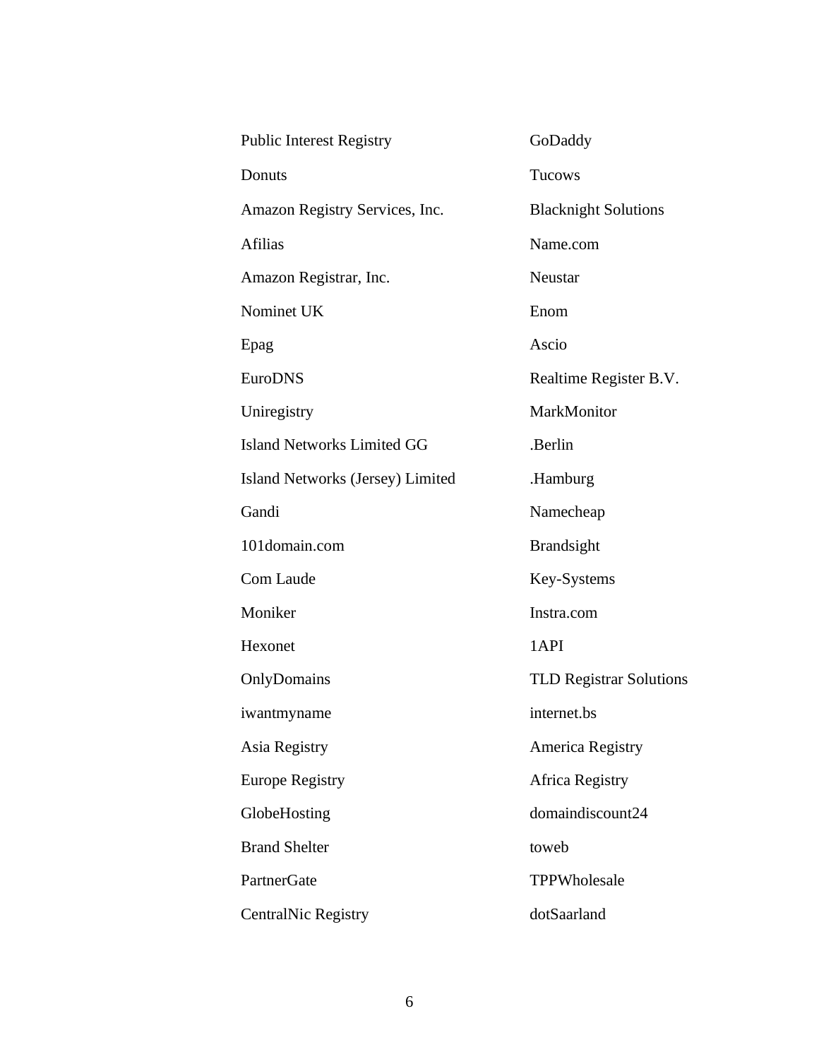| | |
|---|---|
| Public Interest Registry | GoDaddy |
| Donuts | Tucows |
| Amazon Registry Services, Inc. | Blacknight Solutions |
| Afilias | Name.com |
| Amazon Registrar, Inc. | Neustar |
| Nominet UK | Enom |
| Epag | Ascio |
| EuroDNS | Realtime Register B.V. |
| Uniregistry | MarkMonitor |
| Island Networks Limited GG | .Berlin |
| Island Networks (Jersey) Limited | .Hamburg |
| Gandi | Namecheap |
| 101domain.com | Brandsight |
| Com Laude | Key-Systems |
| Moniker | Instra.com |
| Hexonet | 1API |
| OnlyDomains | TLD Registrar Solutions |
| iwantmyname | internet.bs |
| Asia Registry | America Registry |
| Europe Registry | Africa Registry |
| GlobeHosting | domaindiscount24 |
| Brand Shelter | toweb |
| PartnerGate | TPPWholesale |
| CentralNic Registry | dotSaarland |